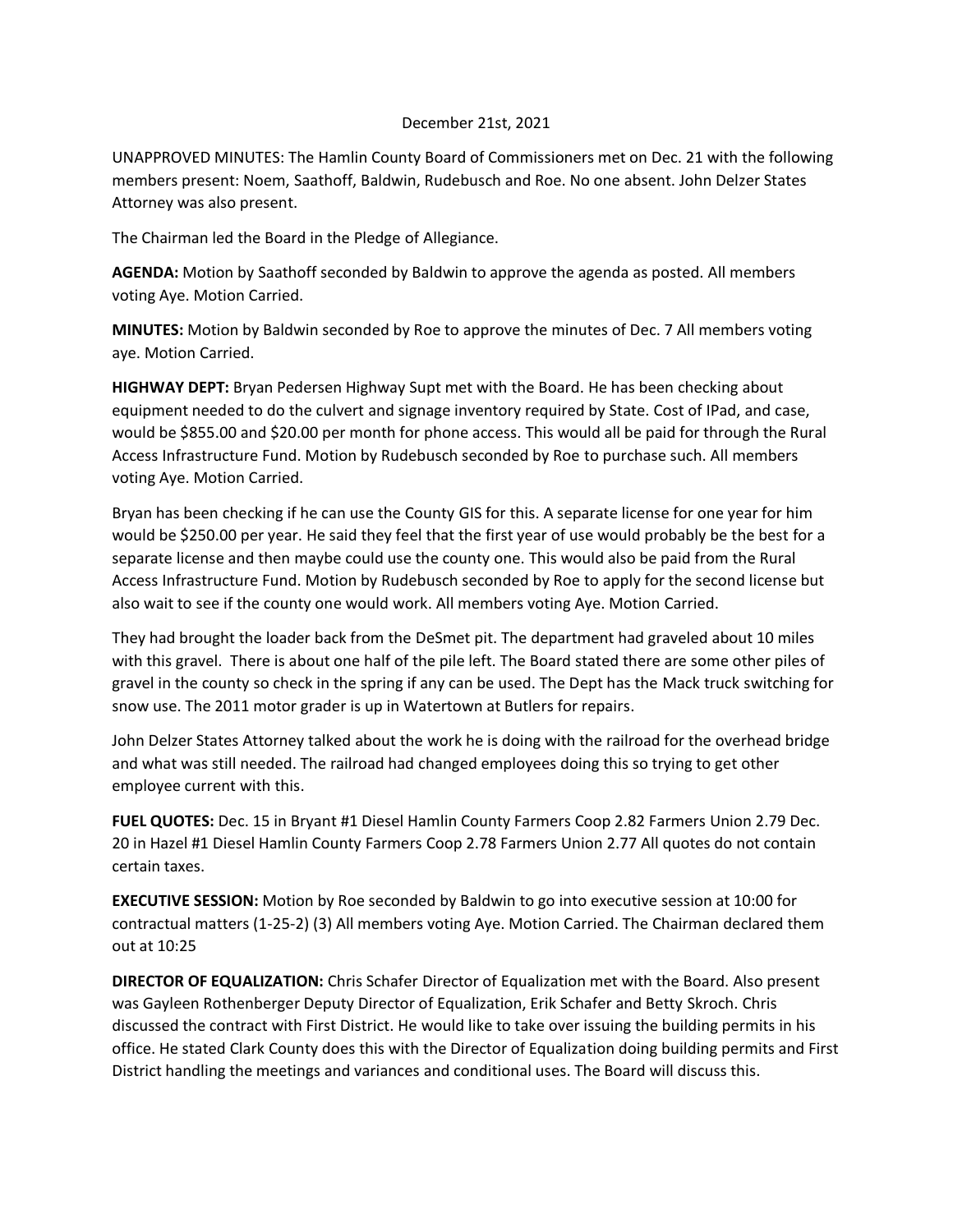December 21st, 2021

UNAPPROVED MINUTES: The Hamlin County Board of Commissioners met on Dec. 21 with the following members present: Noem, Saathoff, Baldwin, Rudebusch and Roe. No one absent. John Delzer States Attorney was also present.

The Chairman led the Board in the Pledge of Allegiance.

**AGENDA:** Motion by Saathoff seconded by Baldwin to approve the agenda as posted. All members voting Aye. Motion Carried.

**MINUTES:** Motion by Baldwin seconded by Roe to approve the minutes of Dec. 7 All members voting aye. Motion Carried.

**HIGHWAY DEPT:** Bryan Pedersen Highway Supt met with the Board. He has been checking about equipment needed to do the culvert and signage inventory required by State. Cost of IPad, and case, would be $855.00 and $20.00 per month for phone access. This would all be paid for through the Rural Access Infrastructure Fund. Motion by Rudebusch seconded by Roe to purchase such. All members voting Aye. Motion Carried.

Bryan has been checking if he can use the County GIS for this. A separate license for one year for him would be $250.00 per year. He said they feel that the first year of use would probably be the best for a separate license and then maybe could use the county one. This would also be paid from the Rural Access Infrastructure Fund. Motion by Rudebusch seconded by Roe to apply for the second license but also wait to see if the county one would work. All members voting Aye. Motion Carried.

They had brought the loader back from the DeSmet pit. The department had graveled about 10 miles with this gravel. There is about one half of the pile left. The Board stated there are some other piles of gravel in the county so check in the spring if any can be used. The Dept has the Mack truck switching for snow use. The 2011 motor grader is up in Watertown at Butlers for repairs.

John Delzer States Attorney talked about the work he is doing with the railroad for the overhead bridge and what was still needed. The railroad had changed employees doing this so trying to get other employee current with this.

**FUEL QUOTES:** Dec. 15 in Bryant #1 Diesel Hamlin County Farmers Coop 2.82 Farmers Union 2.79 Dec. 20 in Hazel #1 Diesel Hamlin County Farmers Coop 2.78 Farmers Union 2.77 All quotes do not contain certain taxes.

**EXECUTIVE SESSION:** Motion by Roe seconded by Baldwin to go into executive session at 10:00 for contractual matters (1-25-2) (3) All members voting Aye. Motion Carried. The Chairman declared them out at 10:25

**DIRECTOR OF EQUALIZATION:** Chris Schafer Director of Equalization met with the Board. Also present was Gayleen Rothenberger Deputy Director of Equalization, Erik Schafer and Betty Skroch. Chris discussed the contract with First District. He would like to take over issuing the building permits in his office. He stated Clark County does this with the Director of Equalization doing building permits and First District handling the meetings and variances and conditional uses. The Board will discuss this.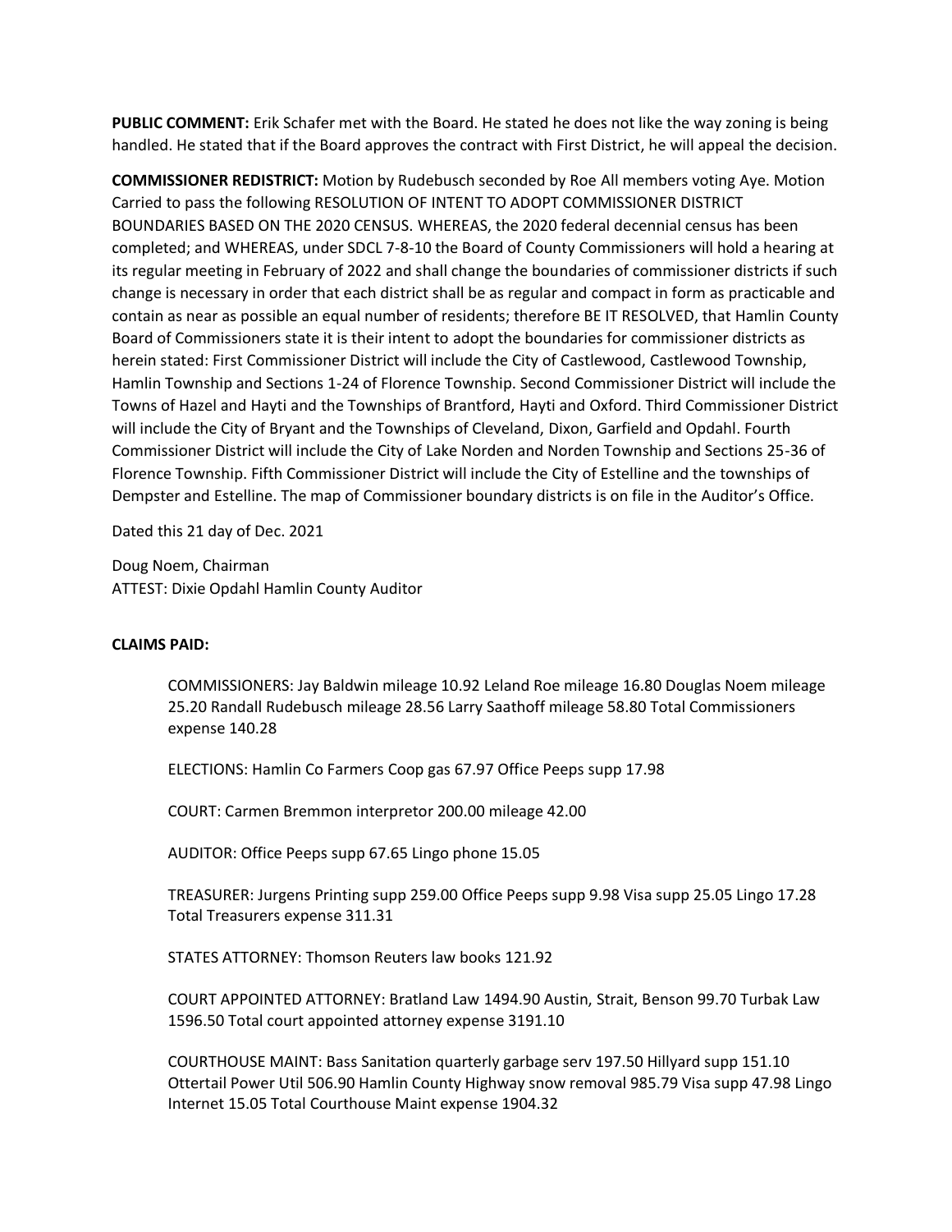**PUBLIC COMMENT:** Erik Schafer met with the Board. He stated he does not like the way zoning is being handled. He stated that if the Board approves the contract with First District, he will appeal the decision.

**COMMISSIONER REDISTRICT:** Motion by Rudebusch seconded by Roe All members voting Aye. Motion Carried to pass the following RESOLUTION OF INTENT TO ADOPT COMMISSIONER DISTRICT BOUNDARIES BASED ON THE 2020 CENSUS. WHEREAS, the 2020 federal decennial census has been completed; and WHEREAS, under SDCL 7-8-10 the Board of County Commissioners will hold a hearing at its regular meeting in February of 2022 and shall change the boundaries of commissioner districts if such change is necessary in order that each district shall be as regular and compact in form as practicable and contain as near as possible an equal number of residents; therefore BE IT RESOLVED, that Hamlin County Board of Commissioners state it is their intent to adopt the boundaries for commissioner districts as herein stated: First Commissioner District will include the City of Castlewood, Castlewood Township, Hamlin Township and Sections 1-24 of Florence Township. Second Commissioner District will include the Towns of Hazel and Hayti and the Townships of Brantford, Hayti and Oxford. Third Commissioner District will include the City of Bryant and the Townships of Cleveland, Dixon, Garfield and Opdahl. Fourth Commissioner District will include the City of Lake Norden and Norden Township and Sections 25-36 of Florence Township. Fifth Commissioner District will include the City of Estelline and the townships of Dempster and Estelline. The map of Commissioner boundary districts is on file in the Auditor's Office.

Dated this 21 day of Dec. 2021

Doug Noem, Chairman
ATTEST: Dixie Opdahl Hamlin County Auditor

**CLAIMS PAID:**

COMMISSIONERS: Jay Baldwin mileage 10.92 Leland Roe mileage 16.80 Douglas Noem mileage 25.20 Randall Rudebusch mileage 28.56 Larry Saathoff mileage 58.80 Total Commissioners expense 140.28

ELECTIONS: Hamlin Co Farmers Coop gas 67.97 Office Peeps supp 17.98

COURT: Carmen Bremmon interpretor 200.00 mileage 42.00

AUDITOR: Office Peeps supp 67.65 Lingo phone 15.05

TREASURER: Jurgens Printing supp 259.00 Office Peeps supp 9.98 Visa supp 25.05 Lingo 17.28 Total Treasurers expense 311.31

STATES ATTORNEY: Thomson Reuters law books 121.92

COURT APPOINTED ATTORNEY: Bratland Law 1494.90 Austin, Strait, Benson 99.70 Turbak Law 1596.50 Total court appointed attorney expense 3191.10

COURTHOUSE MAINT: Bass Sanitation quarterly garbage serv 197.50 Hillyard supp 151.10 Ottertail Power Util 506.90 Hamlin County Highway snow removal 985.79 Visa supp 47.98 Lingo Internet 15.05 Total Courthouse Maint expense 1904.32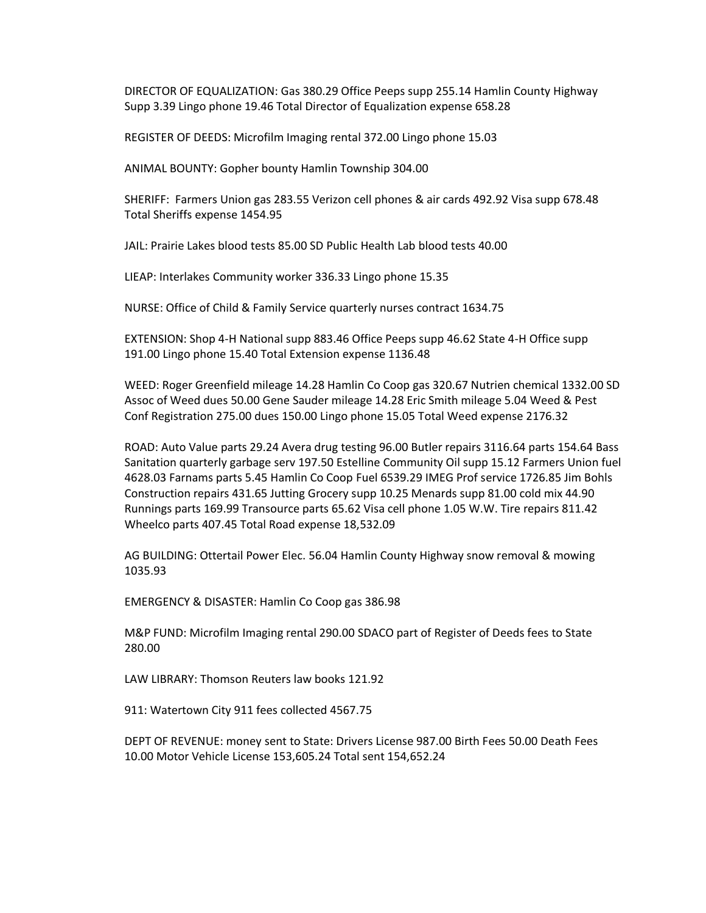DIRECTOR OF EQUALIZATION: Gas 380.29 Office Peeps supp 255.14 Hamlin County Highway Supp 3.39 Lingo phone 19.46 Total Director of Equalization expense 658.28

REGISTER OF DEEDS: Microfilm Imaging rental 372.00 Lingo phone 15.03

ANIMAL BOUNTY: Gopher bounty Hamlin Township 304.00

SHERIFF: Farmers Union gas 283.55 Verizon cell phones & air cards 492.92 Visa supp 678.48 Total Sheriffs expense 1454.95

JAIL: Prairie Lakes blood tests 85.00 SD Public Health Lab blood tests 40.00

LIEAP: Interlakes Community worker 336.33 Lingo phone 15.35

NURSE: Office of Child & Family Service quarterly nurses contract 1634.75

EXTENSION: Shop 4-H National supp 883.46 Office Peeps supp 46.62 State 4-H Office supp 191.00 Lingo phone 15.40 Total Extension expense 1136.48

WEED: Roger Greenfield mileage 14.28 Hamlin Co Coop gas 320.67 Nutrien chemical 1332.00 SD Assoc of Weed dues 50.00 Gene Sauder mileage 14.28 Eric Smith mileage 5.04 Weed & Pest Conf Registration 275.00 dues 150.00 Lingo phone 15.05 Total Weed expense 2176.32

ROAD: Auto Value parts 29.24 Avera drug testing 96.00 Butler repairs 3116.64 parts 154.64 Bass Sanitation quarterly garbage serv 197.50 Estelline Community Oil supp 15.12 Farmers Union fuel 4628.03 Farnams parts 5.45 Hamlin Co Coop Fuel 6539.29 IMEG Prof service 1726.85 Jim Bohls Construction repairs 431.65 Jutting Grocery supp 10.25 Menards supp 81.00 cold mix 44.90 Runnings parts 169.99 Transource parts 65.62 Visa cell phone 1.05 W.W. Tire repairs 811.42 Wheelco parts 407.45 Total Road expense 18,532.09

AG BUILDING: Ottertail Power Elec. 56.04 Hamlin County Highway snow removal & mowing 1035.93

EMERGENCY & DISASTER: Hamlin Co Coop gas 386.98

M&P FUND: Microfilm Imaging rental 290.00 SDACO part of Register of Deeds fees to State 280.00

LAW LIBRARY: Thomson Reuters law books 121.92

911: Watertown City 911 fees collected 4567.75

DEPT OF REVENUE: money sent to State: Drivers License 987.00 Birth Fees 50.00 Death Fees 10.00 Motor Vehicle License 153,605.24 Total sent 154,652.24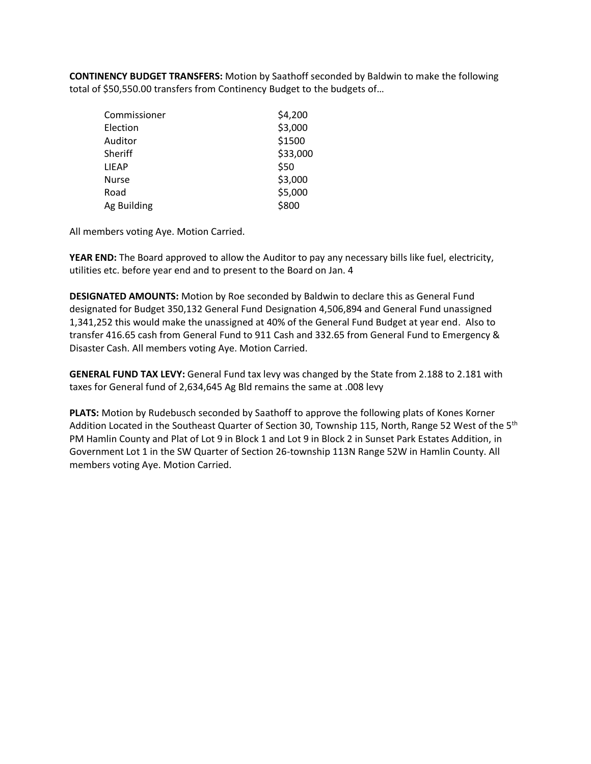**CONTINENCY BUDGET TRANSFERS:** Motion by Saathoff seconded by Baldwin to make the following total of $50,550.00 transfers from Continency Budget to the budgets of…

| | |
|---|---|
| Commissioner | $4,200 |
| Election | $3,000 |
| Auditor | $1500 |
| Sheriff | $33,000 |
| LIEAP | $50 |
| Nurse | $3,000 |
| Road | $5,000 |
| Ag Building | $800 |

All members voting Aye. Motion Carried.

**YEAR END:** The Board approved to allow the Auditor to pay any necessary bills like fuel, electricity, utilities etc. before year end and to present to the Board on Jan. 4

**DESIGNATED AMOUNTS:** Motion by Roe seconded by Baldwin to declare this as General Fund designated for Budget 350,132 General Fund Designation 4,506,894 and General Fund unassigned 1,341,252 this would make the unassigned at 40% of the General Fund Budget at year end. Also to transfer 416.65 cash from General Fund to 911 Cash and 332.65 from General Fund to Emergency & Disaster Cash. All members voting Aye. Motion Carried.

**GENERAL FUND TAX LEVY:** General Fund tax levy was changed by the State from 2.188 to 2.181 with taxes for General fund of 2,634,645 Ag Bld remains the same at .008 levy

**PLATS:** Motion by Rudebusch seconded by Saathoff to approve the following plats of Kones Korner Addition Located in the Southeast Quarter of Section 30, Township 115, North, Range 52 West of the 5th PM Hamlin County and Plat of Lot 9 in Block 1 and Lot 9 in Block 2 in Sunset Park Estates Addition, in Government Lot 1 in the SW Quarter of Section 26-township 113N Range 52W in Hamlin County. All members voting Aye. Motion Carried.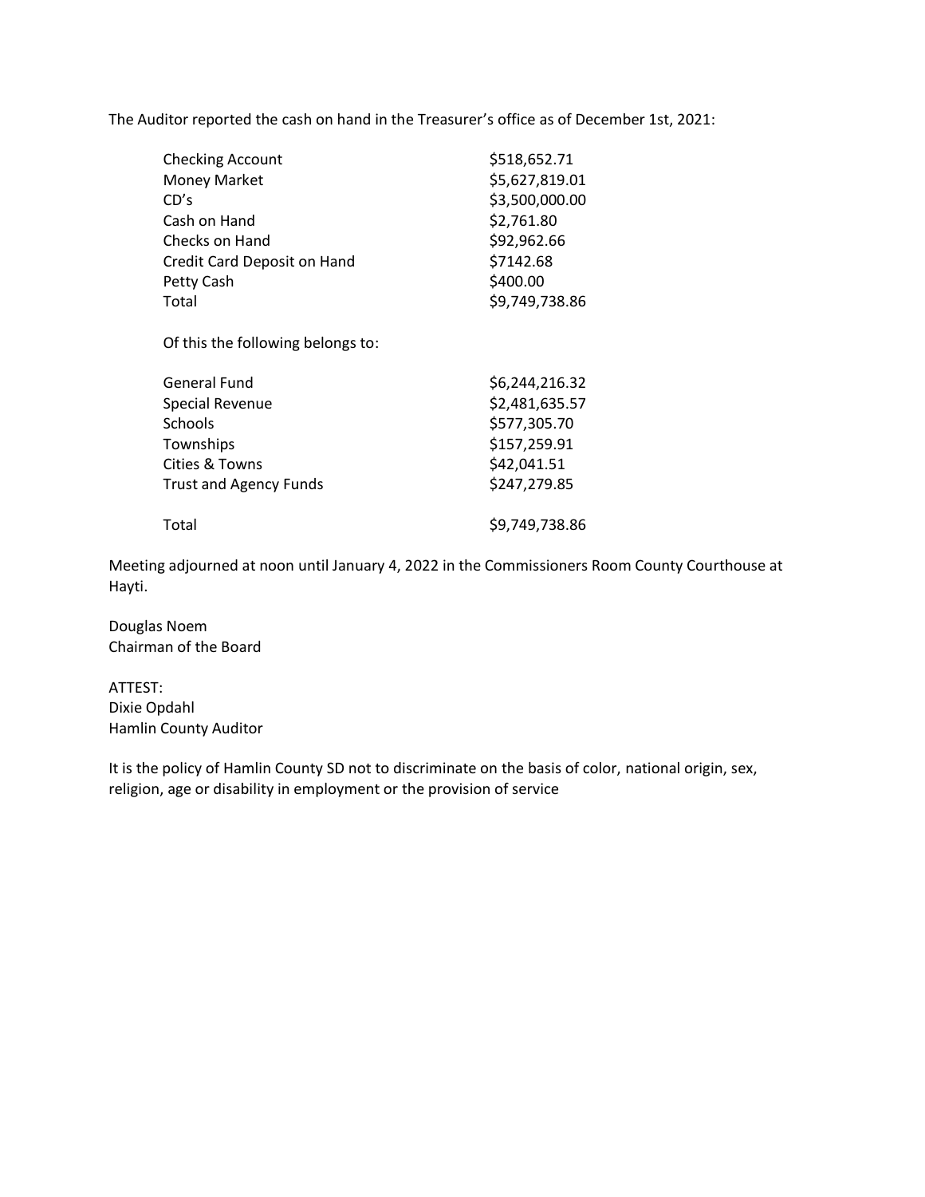The Auditor reported the cash on hand in the Treasurer's office as of December 1st, 2021:

| | |
|---|---|
| Checking Account | $518,652.71 |
| Money Market | $5,627,819.01 |
| CD's | $3,500,000.00 |
| Cash on Hand | $2,761.80 |
| Checks on Hand | $92,962.66 |
| Credit Card Deposit on Hand | $7142.68 |
| Petty Cash | $400.00 |
| Total | $9,749,738.86 |

Of this the following belongs to:

| | |
|---|---|
| General Fund | $6,244,216.32 |
| Special Revenue | $2,481,635.57 |
| Schools | $577,305.70 |
| Townships | $157,259.91 |
| Cities & Towns | $42,041.51 |
| Trust and Agency Funds | $247,279.85 |
| Total | $9,749,738.86 |

Meeting adjourned at noon until January 4, 2022 in the Commissioners Room County Courthouse at Hayti.

Douglas Noem
Chairman of the Board

ATTEST:
Dixie Opdahl
Hamlin County Auditor

It is the policy of Hamlin County SD not to discriminate on the basis of color, national origin, sex, religion, age or disability in employment or the provision of service